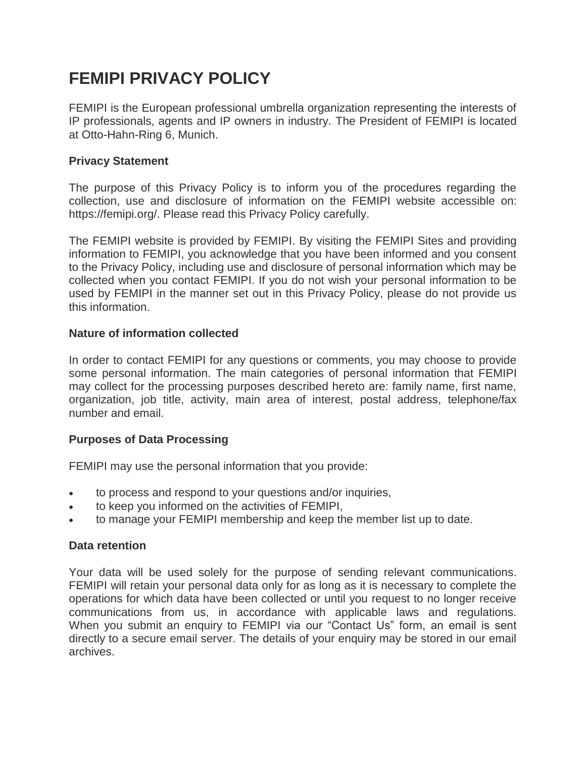# FEMIPI PRIVACY POLICY

FEMIPI is the European professional umbrella organization representing the interests of IP professionals, agents and IP owners in industry. The President of FEMIPI is located at Otto-Hahn-Ring 6, Munich.

### Privacy Statement

The purpose of this Privacy Policy is to inform you of the procedures regarding the collection, use and disclosure of information on the FEMIPI website accessible on: https://femipi.org/. Please read this Privacy Policy carefully.

The FEMIPI website is provided by FEMIPI. By visiting the FEMIPI Sites and providing information to FEMIPI, you acknowledge that you have been informed and you consent to the Privacy Policy, including use and disclosure of personal information which may be collected when you contact FEMIPI. If you do not wish your personal information to be used by FEMIPI in the manner set out in this Privacy Policy, please do not provide us this information.

### Nature of information collected

In order to contact FEMIPI for any questions or comments, you may choose to provide some personal information. The main categories of personal information that FEMIPI may collect for the processing purposes described hereto are: family name, first name, organization, job title, activity, main area of interest, postal address, telephone/fax number and email.

### Purposes of Data Processing

FEMIPI may use the personal information that you provide:

- to process and respond to your questions and/or inquiries,
- to keep you informed on the activities of FEMIPI,
- to manage your FEMIPI membership and keep the member list up to date.

### Data retention

Your data will be used solely for the purpose of sending relevant communications. FEMIPI will retain your personal data only for as long as it is necessary to complete the operations for which data have been collected or until you request to no longer receive communications from us, in accordance with applicable laws and regulations. When you submit an enquiry to FEMIPI via our "Contact Us" form, an email is sent directly to a secure email server. The details of your enquiry may be stored in our email archives.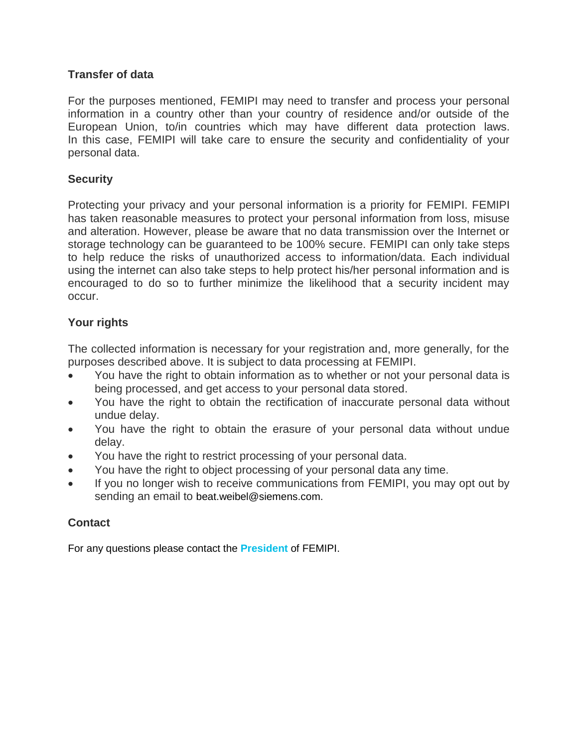### Transfer of data

For the purposes mentioned, FEMIPI may need to transfer and process your personal information in a country other than your country of residence and/or outside of the European Union, to/in countries which may have different data protection laws. In this case, FEMIPI will take care to ensure the security and confidentiality of your personal data.

### Security

Protecting your privacy and your personal information is a priority for FEMIPI. FEMIPI has taken reasonable measures to protect your personal information from loss, misuse and alteration. However, please be aware that no data transmission over the Internet or storage technology can be guaranteed to be 100% secure. FEMIPI can only take steps to help reduce the risks of unauthorized access to information/data. Each individual using the internet can also take steps to help protect his/her personal information and is encouraged to do so to further minimize the likelihood that a security incident may occur.

### Your rights

The collected information is necessary for your registration and, more generally, for the purposes described above. It is subject to data processing at FEMIPI.

- You have the right to obtain information as to whether or not your personal data is being processed, and get access to your personal data stored.
- You have the right to obtain the rectification of inaccurate personal data without undue delay.
- You have the right to obtain the erasure of your personal data without undue delay.
- You have the right to restrict processing of your personal data.
- You have the right to object processing of your personal data any time.
- If you no longer wish to receive communications from FEMIPI, you may opt out by sending an email to beat.weibel@siemens.com.

### Contact

For any questions please contact the **President** of FEMIPI.